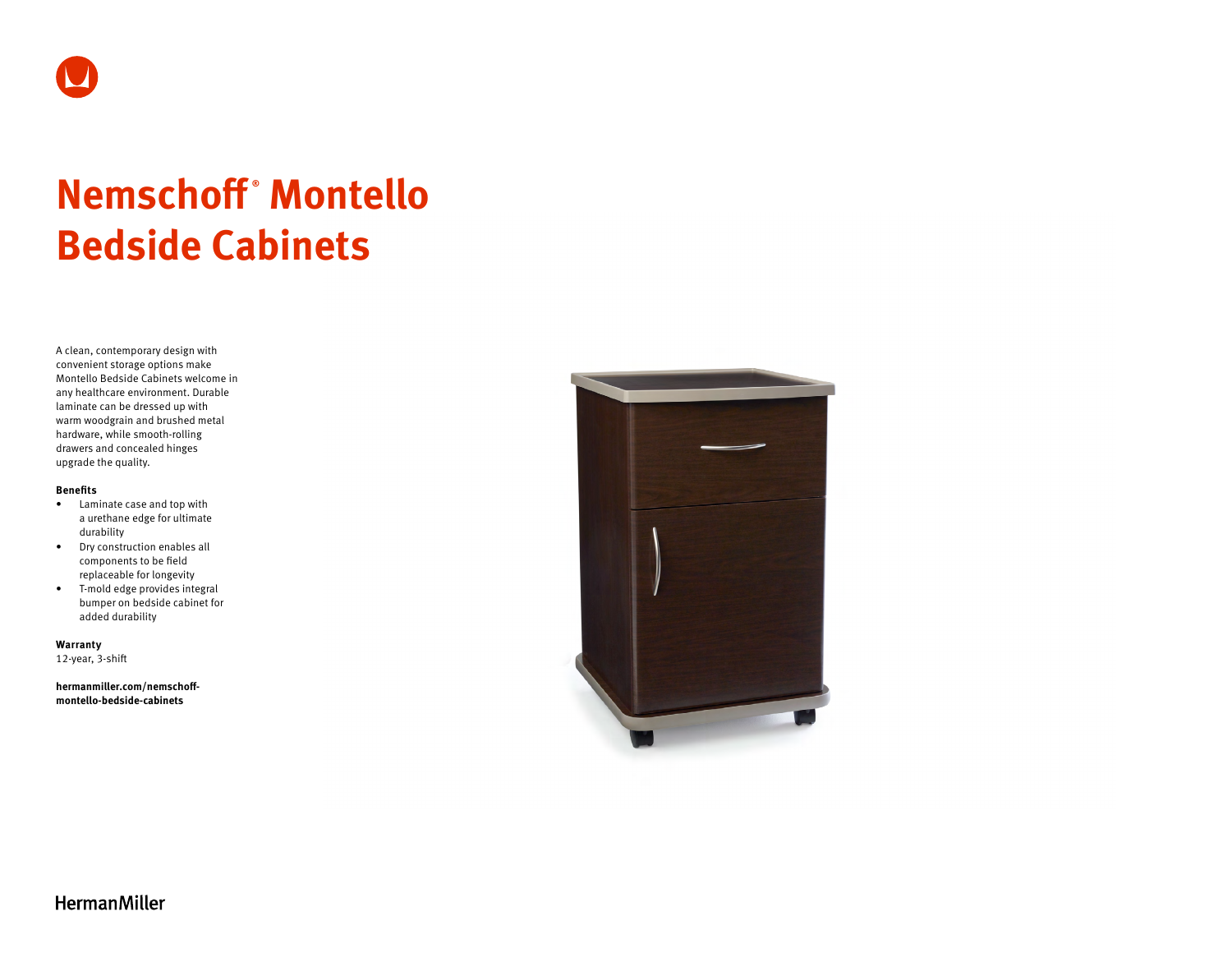# Nemschoff® Montello Bedside Cabinets

A clean, contemporary design with convenient storage options make Montello Bedside Cabinets welcome in any healthcare environment. Durable laminate can be dressed up with warm woodgrain and brushed metal hardware, while smooth-rolling drawers and concealed hinges upgrade the quality.

**Benefits**

- Laminate case and top with a urethane edge for ultimate durability
- Dry construction enables all components to be field replaceable for longevity
- T-mold edge provides integral bumper on bedside cabinet for added durability

**Warranty**
12-year, 3-shift

**hermanmiller.com/nemschoff-montello-bedside-cabinets**

HermanMiller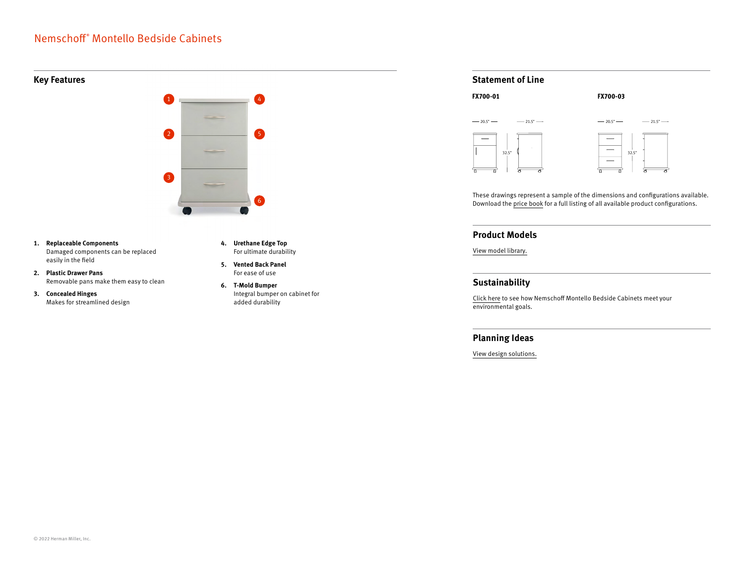# Nemschoff® Montello Bedside Cabinets

## Key Features

1. **Replaceable Components**
   Damaged components can be replaced easily in the field
2. **Plastic Drawer Pans**
   Removable pans make them easy to clean
3. **Concealed Hinges**
   Makes for streamlined design
4. **Urethane Edge Top**
   For ultimate durability
5. **Vented Back Panel**
   For ease of use
6. **T-Mold Bumper**
   Integral bumper on cabinet for added durability

## Statement of Line

**FX700-01**

20.5"
21.5"
32.5"

**FX700-03**

20.5"
21.5"
32.5"

These drawings represent a sample of the dimensions and configurations available. Download the price book for a full listing of all available product configurations.

## Product Models

View model library.

## Sustainability

Click here to see how Nemschoff Montello Bedside Cabinets meet your environmental goals.

## Planning Ideas

View design solutions.

© 2022 Herman Miller, Inc.